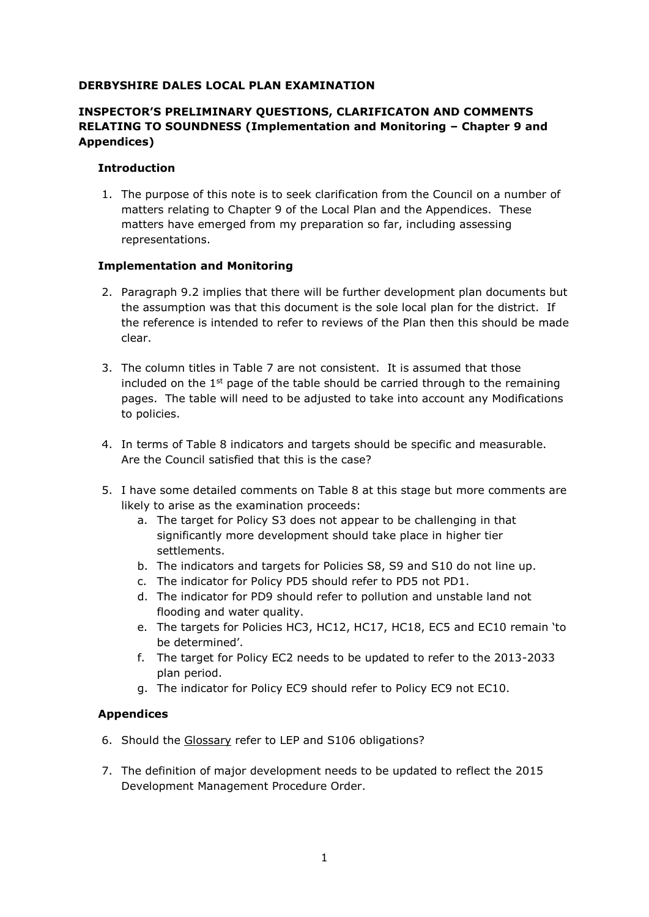**DERBYSHIRE DALES LOCAL PLAN EXAMINATION**

**INSPECTOR'S PRELIMINARY QUESTIONS, CLARIFICATON AND COMMENTS RELATING TO SOUNDNESS (Implementation and Monitoring – Chapter 9 and Appendices)**

### Introduction

1. The purpose of this note is to seek clarification from the Council on a number of matters relating to Chapter 9 of the Local Plan and the Appendices. These matters have emerged from my preparation so far, including assessing representations.

### Implementation and Monitoring

2. Paragraph 9.2 implies that there will be further development plan documents but the assumption was that this document is the sole local plan for the district. If the reference is intended to refer to reviews of the Plan then this should be made clear.

3. The column titles in Table 7 are not consistent. It is assumed that those included on the 1st page of the table should be carried through to the remaining pages. The table will need to be adjusted to take into account any Modifications to policies.

4. In terms of Table 8 indicators and targets should be specific and measurable. Are the Council satisfied that this is the case?

5. I have some detailed comments on Table 8 at this stage but more comments are likely to arise as the examination proceeds:
   a. The target for Policy S3 does not appear to be challenging in that significantly more development should take place in higher tier settlements.
   b. The indicators and targets for Policies S8, S9 and S10 do not line up.
   c. The indicator for Policy PD5 should refer to PD5 not PD1.
   d. The indicator for PD9 should refer to pollution and unstable land not flooding and water quality.
   e. The targets for Policies HC3, HC12, HC17, HC18, EC5 and EC10 remain 'to be determined'.
   f. The target for Policy EC2 needs to be updated to refer to the 2013-2033 plan period.
   g. The indicator for Policy EC9 should refer to Policy EC9 not EC10.

### Appendices

6. Should the Glossary refer to LEP and S106 obligations?

7. The definition of major development needs to be updated to reflect the 2015 Development Management Procedure Order.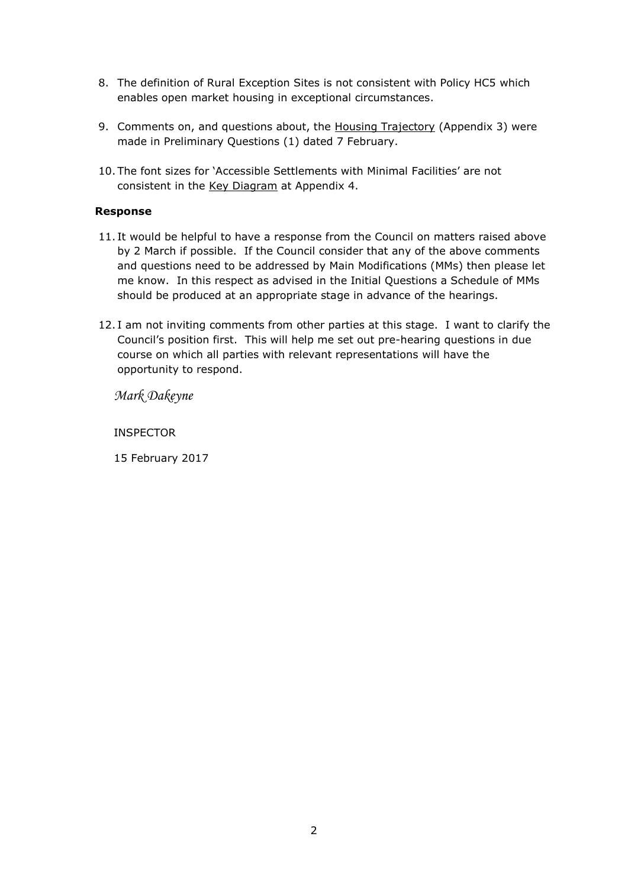8. The definition of Rural Exception Sites is not consistent with Policy HC5 which enables open market housing in exceptional circumstances.

9. Comments on, and questions about, the Housing Trajectory (Appendix 3) were made in Preliminary Questions (1) dated 7 February.

10. The font sizes for 'Accessible Settlements with Minimal Facilities' are not consistent in the Key Diagram at Appendix 4.

**Response**

11. It would be helpful to have a response from the Council on matters raised above by 2 March if possible. If the Council consider that any of the above comments and questions need to be addressed by Main Modifications (MMs) then please let me know. In this respect as advised in the Initial Questions a Schedule of MMs should be produced at an appropriate stage in advance of the hearings.

12. I am not inviting comments from other parties at this stage. I want to clarify the Council's position first. This will help me set out pre-hearing questions in due course on which all parties with relevant representations will have the opportunity to respond.

*Mark Dakeyne*

INSPECTOR

15 February 2017